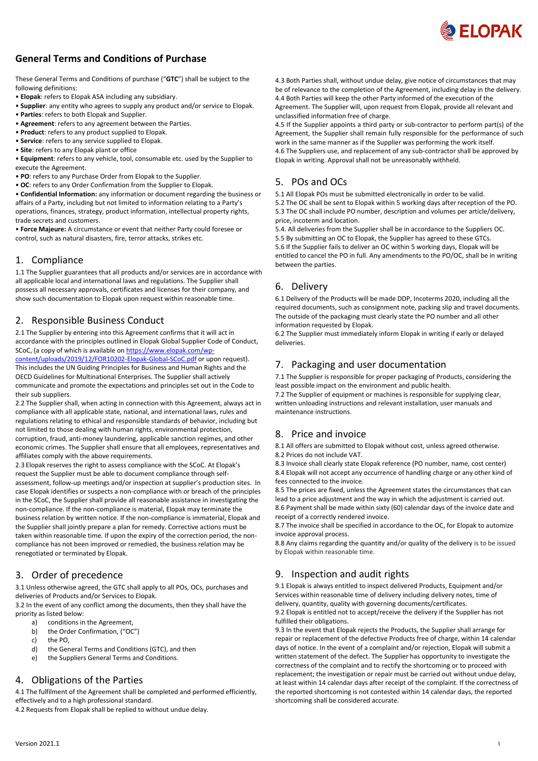## General Terms and Conditions of Purchase

These General Terms and Conditions of purchase ("**GTC**") shall be subject to the following definitions:

- **Elopak**: refers to Elopak ASA including any subsidiary.
- **Supplier**: any entity who agrees to supply any product and/or service to Elopak.
- **Parties**: refers to both Elopak and Supplier.
- **Agreement**: refers to any agreement between the Parties.
- **Product**: refers to any product supplied to Elopak.
- **Service**: refers to any service supplied to Elopak.
- **Site**: refers to any Elopak plant or office
- **Equipment**: refers to any vehicle, tool, consumable etc. used by the Supplier to execute the Agreement.
- **PO**: refers to any Purchase Order from Elopak to the Supplier.
- **OC**: refers to any Order Confirmation from the Supplier to Elopak.
- **Confidential Information:** any information or document regarding the business or affairs of a Party, including but not limited to information relating to a Party's operations, finances, strategy, product information, intellectual property rights, trade secrets and customers.
- **Force Majeure:** A circumstance or event that neither Party could foresee or control, such as natural disasters, fire, terror attacks, strikes etc.

## 1. Compliance

1.1 The Supplier guarantees that all products and/or services are in accordance with all applicable local and international laws and regulations. The Supplier shall possess all necessary approvals, certificates and licenses for their company, and show such documentation to Elopak upon request within reasonable time.

## 2. Responsible Business Conduct

2.1 The Supplier by entering into this Agreement confirms that it will act in accordance with the principles outlined in Elopak Global Supplier Code of Conduct, SCoC, (a copy of which is available on https://www.elopak.com/wp-content/uploads/2019/12/FOR10202-Elopak-Global-SCoC.pdf or upon request). This includes the UN Guiding Principles for Business and Human Rights and the OECD Guidelines for Multinational Enterprises. The Supplier shall actively communicate and promote the expectations and principles set out in the Code to their sub suppliers.

2.2 The Supplier shall, when acting in connection with this Agreement, always act in compliance with all applicable state, national, and international laws, rules and regulations relating to ethical and responsible standards of behavior, including but not limited to those dealing with human rights, environmental protection, corruption, fraud, anti-money laundering, applicable sanction regimes, and other economic crimes. The Supplier shall ensure that all employees, representatives and affiliates comply with the above requirements.

2.3 Elopak reserves the right to assess compliance with the SCoC. At Elopak's request the Supplier must be able to document compliance through self-assessment, follow-up meetings and/or inspection at supplier's production sites. In case Elopak identifies or suspects a non-compliance with or breach of the principles in the SCoC, the Supplier shall provide all reasonable assistance in investigating the non-compliance. If the non-compliance is material, Elopak may terminate the business relation by written notice. If the non-compliance is immaterial, Elopak and the Supplier shall jointly prepare a plan for remedy. Corrective actions must be taken within reasonable time. If upon the expiry of the correction period, the non-compliance has not been improved or remedied, the business relation may be renegotiated or terminated by Elopak.

## 3. Order of precedence

3.1 Unless otherwise agreed, the GTC shall apply to all POs, OCs, purchases and deliveries of Products and/or Services to Elopak.

3.2 In the event of any conflict among the documents, then they shall have the priority as listed below:

a) conditions in the Agreement,
b) the Order Confirmation, ("OC")
c) the PO,
d) the General Terms and Conditions (GTC), and then
e) the Suppliers General Terms and Conditions.

## 4. Obligations of the Parties

4.1 The fulfilment of the Agreement shall be completed and performed efficiently, effectively and to a high professional standard.

4.2 Requests from Elopak shall be replied to without undue delay.

4.3 Both Parties shall, without undue delay, give notice of circumstances that may be of relevance to the completion of the Agreement, including delay in the delivery.

4.4 Both Parties will keep the other Party informed of the execution of the Agreement. The Supplier will, upon request from Elopak, provide all relevant and unclassified information free of charge.

4.5 If the Supplier appoints a third party or sub-contractor to perform part(s) of the Agreement, the Supplier shall remain fully responsible for the performance of such work in the same manner as if the Supplier was performing the work itself.

4.6 The Suppliers use, and replacement of any sub-contractor shall be approved by Elopak in writing. Approval shall not be unreasonably withheld.

## 5. POs and OCs

5.1 All Elopak POs must be submitted electronically in order to be valid.

5.2 The OC shall be sent to Elopak within 5 working days after reception of the PO.

5.3 The OC shall include PO number, description and volumes per article/delivery, price, incoterm and location.

5.4. All deliveries from the Supplier shall be in accordance to the Suppliers OC.

5.5 By submitting an OC to Elopak, the Supplier has agreed to these GTCs.

5.6 If the Supplier fails to deliver an OC within 5 working days, Elopak will be entitled to cancel the PO in full. Any amendments to the PO/OC, shall be in writing between the parties.

## 6. Delivery

6.1 Delivery of the Products will be made DDP, Incoterms 2020, including all the required documents, such as consignment note, packing slip and travel documents. The outside of the packaging must clearly state the PO number and all other information requested by Elopak.

6.2 The Supplier must immediately inform Elopak in writing if early or delayed deliveries.

## 7. Packaging and user documentation

7.1 The Supplier is responsible for proper packaging of Products, considering the least possible impact on the environment and public health.

7.2 The Supplier of equipment or machines is responsible for supplying clear, written unloading instructions and relevant installation, user manuals and maintenance instructions.

## 8. Price and invoice

8.1 All offers are submitted to Elopak without cost, unless agreed otherwise.

8.2 Prices do not include VAT.

8.3 Invoice shall clearly state Elopak reference (PO number, name, cost center)

8.4 Elopak will not accept any occurrence of handling charge or any other kind of fees connected to the invoice.

8.5 The prices are fixed, unless the Agreement states the circumstances that can lead to a price adjustment and the way in which the adjustment is carried out.

8.6 Payment shall be made within sixty (60) calendar days of the invoice date and receipt of a correctly rendered invoice.

8.7 The invoice shall be specified in accordance to the OC, for Elopak to automize invoice approval process.

8.8 Any claims regarding the quantity and/or quality of the delivery is to be issued by Elopak within reasonable time.

## 9. Inspection and audit rights

9.1 Elopak is always entitled to inspect delivered Products, Equipment and/or Services within reasonable time of delivery including delivery notes, time of delivery, quantity, quality with governing documents/certificates.

9.2 Elopak is entitled not to accept/receive the delivery if the Supplier has not fulfilled their obligations.

9.3 In the event that Elopak rejects the Products, the Supplier shall arrange for repair or replacement of the defective Products free of charge, within 14 calendar days of notice. In the event of a complaint and/or rejection, Elopak will submit a written statement of the defect. The Supplier has opportunity to investigate the correctness of the complaint and to rectify the shortcoming or to proceed with replacement; the investigation or repair must be carried out without undue delay, at least within 14 calendar days after receipt of the complaint. If the correctness of the reported shortcoming is not contested within 14 calendar days, the reported shortcoming shall be considered accurate.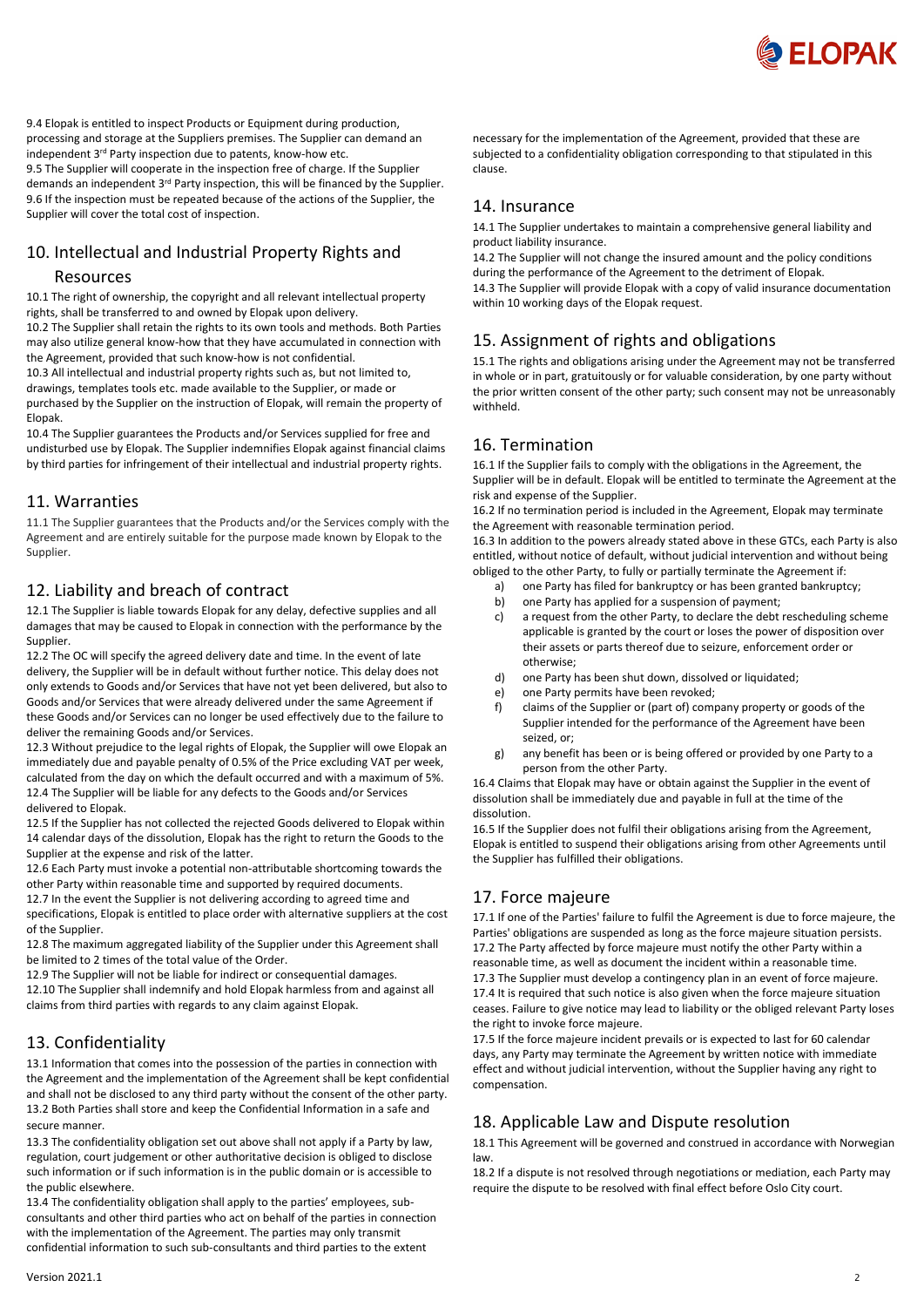9.4 Elopak is entitled to inspect Products or Equipment during production, processing and storage at the Suppliers premises. The Supplier can demand an independent 3rd Party inspection due to patents, know-how etc.
9.5 The Supplier will cooperate in the inspection free of charge. If the Supplier demands an independent 3rd Party inspection, this will be financed by the Supplier.
9.6 If the inspection must be repeated because of the actions of the Supplier, the Supplier will cover the total cost of inspection.

## 10. Intellectual and Industrial Property Rights and Resources

10.1 The right of ownership, the copyright and all relevant intellectual property rights, shall be transferred to and owned by Elopak upon delivery.
10.2 The Supplier shall retain the rights to its own tools and methods. Both Parties may also utilize general know-how that they have accumulated in connection with the Agreement, provided that such know-how is not confidential.
10.3 All intellectual and industrial property rights such as, but not limited to, drawings, templates tools etc. made available to the Supplier, or made or purchased by the Supplier on the instruction of Elopak, will remain the property of Elopak.
10.4 The Supplier guarantees the Products and/or Services supplied for free and undisturbed use by Elopak. The Supplier indemnifies Elopak against financial claims by third parties for infringement of their intellectual and industrial property rights.

## 11. Warranties

11.1 The Supplier guarantees that the Products and/or the Services comply with the Agreement and are entirely suitable for the purpose made known by Elopak to the Supplier.

## 12. Liability and breach of contract

12.1 The Supplier is liable towards Elopak for any delay, defective supplies and all damages that may be caused to Elopak in connection with the performance by the Supplier.
12.2 The OC will specify the agreed delivery date and time. In the event of late delivery, the Supplier will be in default without further notice. This delay does not only extends to Goods and/or Services that have not yet been delivered, but also to Goods and/or Services that were already delivered under the same Agreement if these Goods and/or Services can no longer be used effectively due to the failure to deliver the remaining Goods and/or Services.
12.3 Without prejudice to the legal rights of Elopak, the Supplier will owe Elopak an immediately due and payable penalty of 0.5% of the Price excluding VAT per week, calculated from the day on which the default occurred and with a maximum of 5%.
12.4 The Supplier will be liable for any defects to the Goods and/or Services delivered to Elopak.
12.5 If the Supplier has not collected the rejected Goods delivered to Elopak within 14 calendar days of the dissolution, Elopak has the right to return the Goods to the Supplier at the expense and risk of the latter.
12.6 Each Party must invoke a potential non-attributable shortcoming towards the other Party within reasonable time and supported by required documents.
12.7 In the event the Supplier is not delivering according to agreed time and specifications, Elopak is entitled to place order with alternative suppliers at the cost of the Supplier.
12.8 The maximum aggregated liability of the Supplier under this Agreement shall be limited to 2 times of the total value of the Order.
12.9 The Supplier will not be liable for indirect or consequential damages.
12.10 The Supplier shall indemnify and hold Elopak harmless from and against all claims from third parties with regards to any claim against Elopak.

## 13. Confidentiality

13.1 Information that comes into the possession of the parties in connection with the Agreement and the implementation of the Agreement shall be kept confidential and shall not be disclosed to any third party without the consent of the other party.
13.2 Both Parties shall store and keep the Confidential Information in a safe and secure manner.
13.3 The confidentiality obligation set out above shall not apply if a Party by law, regulation, court judgement or other authoritative decision is obliged to disclose such information or if such information is in the public domain or is accessible to the public elsewhere.
13.4 The confidentiality obligation shall apply to the parties' employees, sub-consultants and other third parties who act on behalf of the parties in connection with the implementation of the Agreement. The parties may only transmit confidential information to such sub-consultants and third parties to the extent necessary for the implementation of the Agreement, provided that these are subjected to a confidentiality obligation corresponding to that stipulated in this clause.

## 14. Insurance

14.1 The Supplier undertakes to maintain a comprehensive general liability and product liability insurance.
14.2 The Supplier will not change the insured amount and the policy conditions during the performance of the Agreement to the detriment of Elopak.
14.3 The Supplier will provide Elopak with a copy of valid insurance documentation within 10 working days of the Elopak request.

## 15. Assignment of rights and obligations

15.1 The rights and obligations arising under the Agreement may not be transferred in whole or in part, gratuitously or for valuable consideration, by one party without the prior written consent of the other party; such consent may not be unreasonably withheld.

## 16. Termination

16.1 If the Supplier fails to comply with the obligations in the Agreement, the Supplier will be in default. Elopak will be entitled to terminate the Agreement at the risk and expense of the Supplier.
16.2 If no termination period is included in the Agreement, Elopak may terminate the Agreement with reasonable termination period.
16.3 In addition to the powers already stated above in these GTCs, each Party is also entitled, without notice of default, without judicial intervention and without being obliged to the other Party, to fully or partially terminate the Agreement if:

a) one Party has filed for bankruptcy or has been granted bankruptcy;
b) one Party has applied for a suspension of payment;
c) a request from the other Party, to declare the debt rescheduling scheme applicable is granted by the court or loses the power of disposition over their assets or parts thereof due to seizure, enforcement order or otherwise;
d) one Party has been shut down, dissolved or liquidated;
e) one Party permits have been revoked;
f) claims of the Supplier or (part of) company property or goods of the Supplier intended for the performance of the Agreement have been seized, or;
g) any benefit has been or is being offered or provided by one Party to a person from the other Party.

16.4 Claims that Elopak may have or obtain against the Supplier in the event of dissolution shall be immediately due and payable in full at the time of the dissolution.
16.5 If the Supplier does not fulfil their obligations arising from the Agreement, Elopak is entitled to suspend their obligations arising from other Agreements until the Supplier has fulfilled their obligations.

## 17. Force majeure

17.1 If one of the Parties' failure to fulfil the Agreement is due to force majeure, the Parties' obligations are suspended as long as the force majeure situation persists.
17.2 The Party affected by force majeure must notify the other Party within a reasonable time, as well as document the incident within a reasonable time.
17.3 The Supplier must develop a contingency plan in an event of force majeure.
17.4 It is required that such notice is also given when the force majeure situation ceases. Failure to give notice may lead to liability or the obliged relevant Party loses the right to invoke force majeure.
17.5 If the force majeure incident prevails or is expected to last for 60 calendar days, any Party may terminate the Agreement by written notice with immediate effect and without judicial intervention, without the Supplier having any right to compensation.

## 18. Applicable Law and Dispute resolution

18.1 This Agreement will be governed and construed in accordance with Norwegian law.
18.2 If a dispute is not resolved through negotiations or mediation, each Party may require the dispute to be resolved with final effect before Oslo City court.